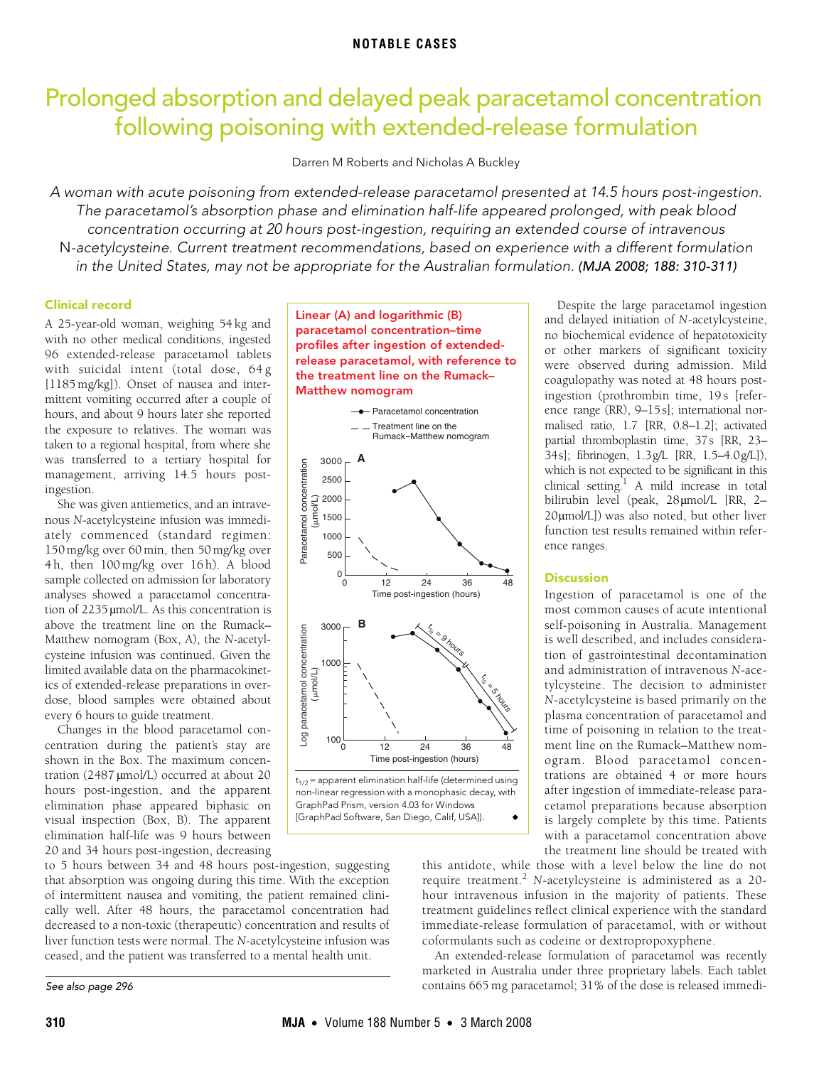NOTABLE CASES

# Prolonged absorption and delayed peak paracetamol concentration following poisoning with extended-release formulation

Darren M Roberts and Nicholas A Buckley

*A woman with acute poisoning from extended-release paracetamol presented at 14.5 hours post-ingestion. The paracetamol's absorption phase and elimination half-life appeared prolonged, with peak blood concentration occurring at 20 hours post-ingestion, requiring an extended course of intravenous N-acetylcysteine. Current treatment recommendations, based on experience with a different formulation in the United States, may not be appropriate for the Australian formulation.* **(MJA 2008; 188: 310-311)**

## Clinical record

A 25-year-old woman, weighing 54 kg and with no other medical conditions, ingested 96 extended-release paracetamol tablets with suicidal intent (total dose, 64 g [1185 mg/kg]). Onset of nausea and intermittent vomiting occurred after a couple of hours, and about 9 hours later she reported the exposure to relatives. The woman was taken to a regional hospital, from where she was transferred to a tertiary hospital for management, arriving 14.5 hours post-ingestion.

She was given antiemetics, and an intravenous *N*-acetylcysteine infusion was immediately commenced (standard regimen: 150 mg/kg over 60 min, then 50 mg/kg over 4 h, then 100 mg/kg over 16 h). A blood sample collected on admission for laboratory analyses showed a paracetamol concentration of 2235 μmol/L. As this concentration is above the treatment line on the Rumack–Matthew nomogram (Box, A), the *N*-acetylcysteine infusion was continued. Given the limited available data on the pharmacokinetics of extended-release preparations in overdose, blood samples were obtained about every 6 hours to guide treatment.

Changes in the blood paracetamol concentration during the patient's stay are shown in the Box. The maximum concentration (2487 μmol/L) occurred at about 20 hours post-ingestion, and the apparent elimination phase appeared biphasic on visual inspection (Box, B). The apparent elimination half-life was 9 hours between 20 and 34 hours post-ingestion, decreasing to 5 hours between 34 and 48 hours post-ingestion, suggesting that absorption was ongoing during this time. With the exception of intermittent nausea and vomiting, the patient remained clinically well. After 48 hours, the paracetamol concentration had decreased to a non-toxic (therapeutic) concentration and results of liver function tests were normal. The *N*-acetylcysteine infusion was ceased, and the patient was transferred to a mental health unit.

**Linear (A) and logarithmic (B) paracetamol concentration–time profiles after ingestion of extended-release paracetamol, with reference to the treatment line on the Rumack–Matthew nomogram**

$t_{1/2}$ = apparent elimination half-life (determined using non-linear regression with a monophasic decay, with GraphPad Prism, version 4.03 for Windows [GraphPad Software, San Diego, Calif, USA]). ◆

Despite the large paracetamol ingestion and delayed initiation of *N*-acetylcysteine, no biochemical evidence of hepatotoxicity or other markers of significant toxicity were observed during admission. Mild coagulopathy was noted at 48 hours post-ingestion (prothrombin time, 19 s [reference range (RR), 9–15 s]; international normalised ratio, 1.7 [RR, 0.8–1.2]; activated partial thromboplastin time, 37 s [RR, 23–34 s]; fibrinogen, 1.3 g/L [RR, 1.5–4.0 g/L]), which is not expected to be significant in this clinical setting.[1] A mild increase in total bilirubin level (peak, 28 μmol/L [RR, 2–20 μmol/L]) was also noted, but other liver function test results remained within reference ranges.

## Discussion

Ingestion of paracetamol is one of the most common causes of acute intentional self-poisoning in Australia. Management is well described, and includes consideration of gastrointestinal decontamination and administration of intravenous *N*-acetylcysteine. The decision to administer *N*-acetylcysteine is based primarily on the plasma concentration of paracetamol and time of poisoning in relation to the treatment line on the Rumack–Matthew nomogram. Blood paracetamol concentrations are obtained 4 or more hours after ingestion of immediate-release paracetamol preparations because absorption is largely complete by this time. Patients with a paracetamol concentration above the treatment line should be treated with this antidote, while those with a level below the line do not require treatment.[2] *N*-acetylcysteine is administered as a 20-hour intravenous infusion in the majority of patients. These treatment guidelines reflect clinical experience with the standard immediate-release formulation of paracetamol, with or without coformulants such as codeine or dextropropoxyphene.

An extended-release formulation of paracetamol was recently marketed in Australia under three proprietary labels. Each tablet contains 665 mg paracetamol; 31% of the dose is released immedi-

*See also page 296*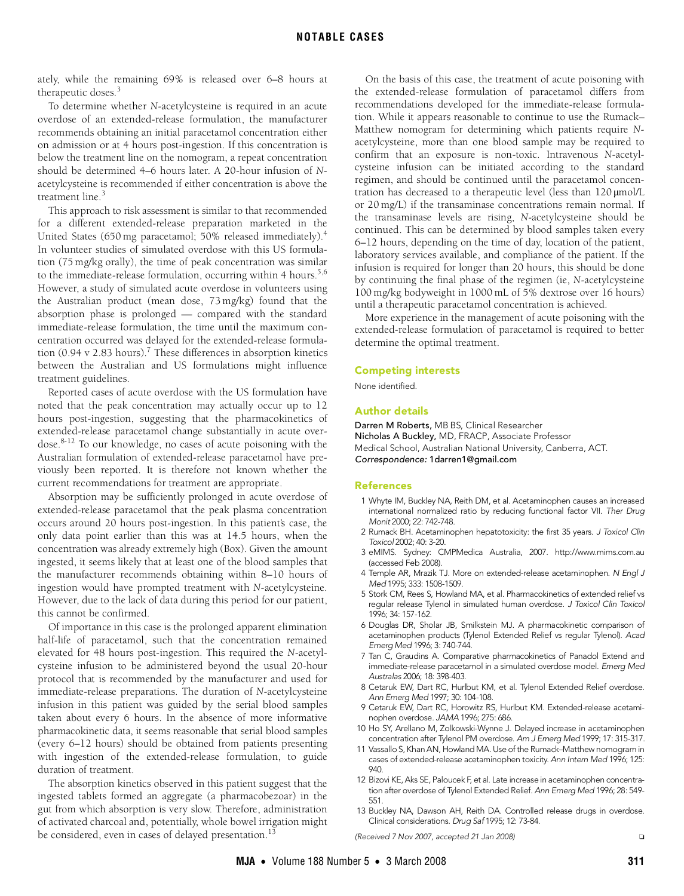ately, while the remaining 69% is released over 6–8 hours at therapeutic doses.[3]

To determine whether *N*-acetylcysteine is required in an acute overdose of an extended-release formulation, the manufacturer recommends obtaining an initial paracetamol concentration either on admission or at 4 hours post-ingestion. If this concentration is below the treatment line on the nomogram, a repeat concentration should be determined 4–6 hours later. A 20-hour infusion of *N*-acetylcysteine is recommended if either concentration is above the treatment line.[3]

This approach to risk assessment is similar to that recommended for a different extended-release preparation marketed in the United States (650 mg paracetamol; 50% released immediately).[4] In volunteer studies of simulated overdose with this US formulation (75 mg/kg orally), the time of peak concentration was similar to the immediate-release formulation, occurring within 4 hours.[5,6] However, a study of simulated acute overdose in volunteers using the Australian product (mean dose, 73 mg/kg) found that the absorption phase is prolonged — compared with the standard immediate-release formulation, the time until the maximum concentration occurred was delayed for the extended-release formulation (0.94 v 2.83 hours).[7] These differences in absorption kinetics between the Australian and US formulations might influence treatment guidelines.

Reported cases of acute overdose with the US formulation have noted that the peak concentration may actually occur up to 12 hours post-ingestion, suggesting that the pharmacokinetics of extended-release paracetamol change substantially in acute overdose.[8-12] To our knowledge, no cases of acute poisoning with the Australian formulation of extended-release paracetamol have previously been reported. It is therefore not known whether the current recommendations for treatment are appropriate.

Absorption may be sufficiently prolonged in acute overdose of extended-release paracetamol that the peak plasma concentration occurs around 20 hours post-ingestion. In this patient's case, the only data point earlier than this was at 14.5 hours, when the concentration was already extremely high (Box). Given the amount ingested, it seems likely that at least one of the blood samples that the manufacturer recommends obtaining within 8–10 hours of ingestion would have prompted treatment with *N*-acetylcysteine. However, due to the lack of data during this period for our patient, this cannot be confirmed.

Of importance in this case is the prolonged apparent elimination half-life of paracetamol, such that the concentration remained elevated for 48 hours post-ingestion. This required the *N*-acetylcysteine infusion to be administered beyond the usual 20-hour protocol that is recommended by the manufacturer and used for immediate-release preparations. The duration of *N*-acetylcysteine infusion in this patient was guided by the serial blood samples taken about every 6 hours. In the absence of more informative pharmacokinetic data, it seems reasonable that serial blood samples (every 6–12 hours) should be obtained from patients presenting with ingestion of the extended-release formulation, to guide duration of treatment.

The absorption kinetics observed in this patient suggest that the ingested tablets formed an aggregate (a pharmacobezoar) in the gut from which absorption is very slow. Therefore, administration of activated charcoal and, potentially, whole bowel irrigation might be considered, even in cases of delayed presentation.[13]

On the basis of this case, the treatment of acute poisoning with the extended-release formulation of paracetamol differs from recommendations developed for the immediate-release formulation. While it appears reasonable to continue to use the Rumack–Matthew nomogram for determining which patients require *N*-acetylcysteine, more than one blood sample may be required to confirm that an exposure is non-toxic. Intravenous *N*-acetylcysteine infusion can be initiated according to the standard regimen, and should be continued until the paracetamol concentration has decreased to a therapeutic level (less than 120 μmol/L or 20 mg/L) if the transaminase concentrations remain normal. If the transaminase levels are rising, *N*-acetylcysteine should be continued. This can be determined by blood samples taken every 6–12 hours, depending on the time of day, location of the patient, laboratory services available, and compliance of the patient. If the infusion is required for longer than 20 hours, this should be done by continuing the final phase of the regimen (ie, *N*-acetylcysteine 100 mg/kg bodyweight in 1000 mL of 5% dextrose over 16 hours) until a therapeutic paracetamol concentration is achieved.

More experience in the management of acute poisoning with the extended-release formulation of paracetamol is required to better determine the optimal treatment.

## Competing interests

None identified.

## Author details

**Darren M Roberts,** MB BS, Clinical Researcher
**Nicholas A Buckley,** MD, FRACP, Associate Professor
Medical School, Australian National University, Canberra, ACT.
*Correspondence:* 1darren1@gmail.com

## References

1 Whyte IM, Buckley NA, Reith DM, et al. Acetaminophen causes an increased international normalized ratio by reducing functional factor VII. *Ther Drug Monit* 2000; 22: 742-748.
2 Rumack BH. Acetaminophen hepatotoxicity: the first 35 years. *J Toxicol Clin Toxicol* 2002; 40: 3-20.
3 eMIMS. Sydney: CMPMedica Australia, 2007. http://www.mims.com.au (accessed Feb 2008).
4 Temple AR, Mrazik TJ. More on extended-release acetaminophen. *N Engl J Med* 1995; 333: 1508-1509.
5 Stork CM, Rees S, Howland MA, et al. Pharmacokinetics of extended relief vs regular release Tylenol in simulated human overdose. *J Toxicol Clin Toxicol* 1996; 34: 157-162.
6 Douglas DR, Sholar JB, Smilkstein MJ. A pharmacokinetic comparison of acetaminophen products (Tylenol Extended Relief vs regular Tylenol). *Acad Emerg Med* 1996; 3: 740-744.
7 Tan C, Graudins A. Comparative pharmacokinetics of Panadol Extend and immediate-release paracetamol in a simulated overdose model. *Emerg Med Australas* 2006; 18: 398-403.
8 Cetaruk EW, Dart RC, Hurlbut KM, et al. Tylenol Extended Relief overdose. *Ann Emerg Med* 1997; 30: 104-108.
9 Cetaruk EW, Dart RC, Horowitz RS, Hurlbut KM. Extended-release acetaminophen overdose. *JAMA* 1996; 275: 686.
10 Ho SY, Arellano M, Zolkowski-Wynne J. Delayed increase in acetaminophen concentration after Tylenol PM overdose. *Am J Emerg Med* 1999; 17: 315-317.
11 Vassallo S, Khan AN, Howland MA. Use of the Rumack–Matthew nomogram in cases of extended-release acetaminophen toxicity. *Ann Intern Med* 1996; 125: 940.
12 Bizovi KE, Aks SE, Paloucek F, et al. Late increase in acetaminophen concentration after overdose of Tylenol Extended Relief. *Ann Emerg Med* 1996; 28: 549-551.
13 Buckley NA, Dawson AH, Reith DA. Controlled release drugs in overdose. Clinical considerations. *Drug Saf* 1995; 12: 73-84.

*(Received 7 Nov 2007, accepted 21 Jan 2008)*